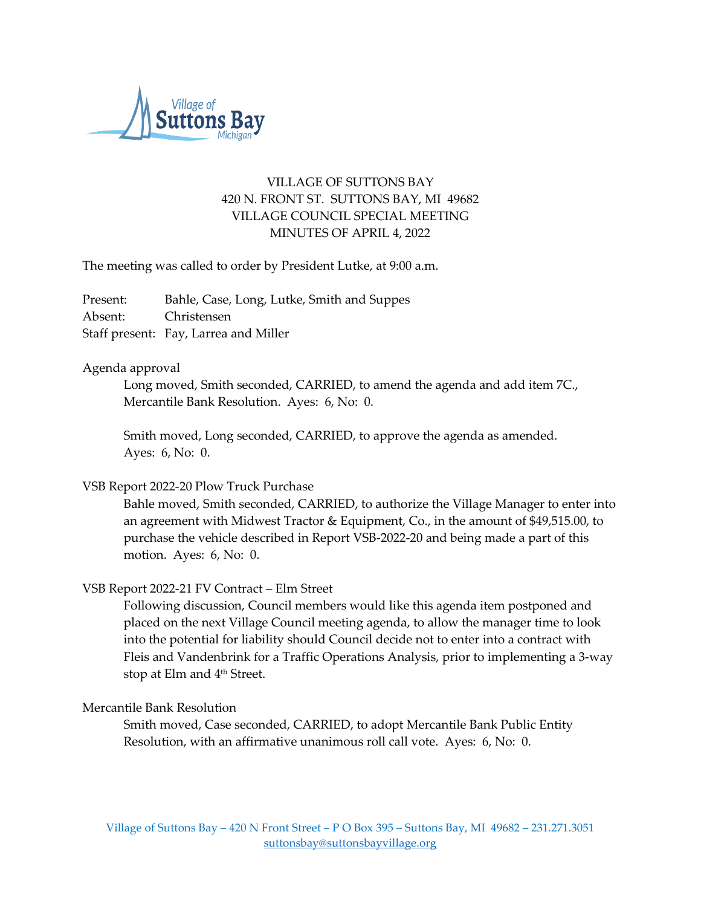VILLAGE OF SUTTONS BAY
420 N. FRONT ST. SUTTONS BAY, MI 49682
VILLAGE COUNCIL SPECIAL MEETING
MINUTES OF APRIL 4, 2022

The meeting was called to order by President Lutke, at 9:00 a.m.

Present: Bahle, Case, Long, Lutke, Smith and Suppes
Absent: Christensen
Staff present: Fay, Larrea and Miller

Agenda approval

Long moved, Smith seconded, CARRIED, to amend the agenda and add item 7C., Mercantile Bank Resolution. Ayes: 6, No: 0.

Smith moved, Long seconded, CARRIED, to approve the agenda as amended. Ayes: 6, No: 0.

VSB Report 2022-20 Plow Truck Purchase

Bahle moved, Smith seconded, CARRIED, to authorize the Village Manager to enter into an agreement with Midwest Tractor & Equipment, Co., in the amount of $49,515.00, to purchase the vehicle described in Report VSB-2022-20 and being made a part of this motion. Ayes: 6, No: 0.

VSB Report 2022-21 FV Contract – Elm Street

Following discussion, Council members would like this agenda item postponed and placed on the next Village Council meeting agenda, to allow the manager time to look into the potential for liability should Council decide not to enter into a contract with Fleis and Vandenbrink for a Traffic Operations Analysis, prior to implementing a 3-way stop at Elm and 4th Street.

Mercantile Bank Resolution

Smith moved, Case seconded, CARRIED, to adopt Mercantile Bank Public Entity Resolution, with an affirmative unanimous roll call vote. Ayes: 6, No: 0.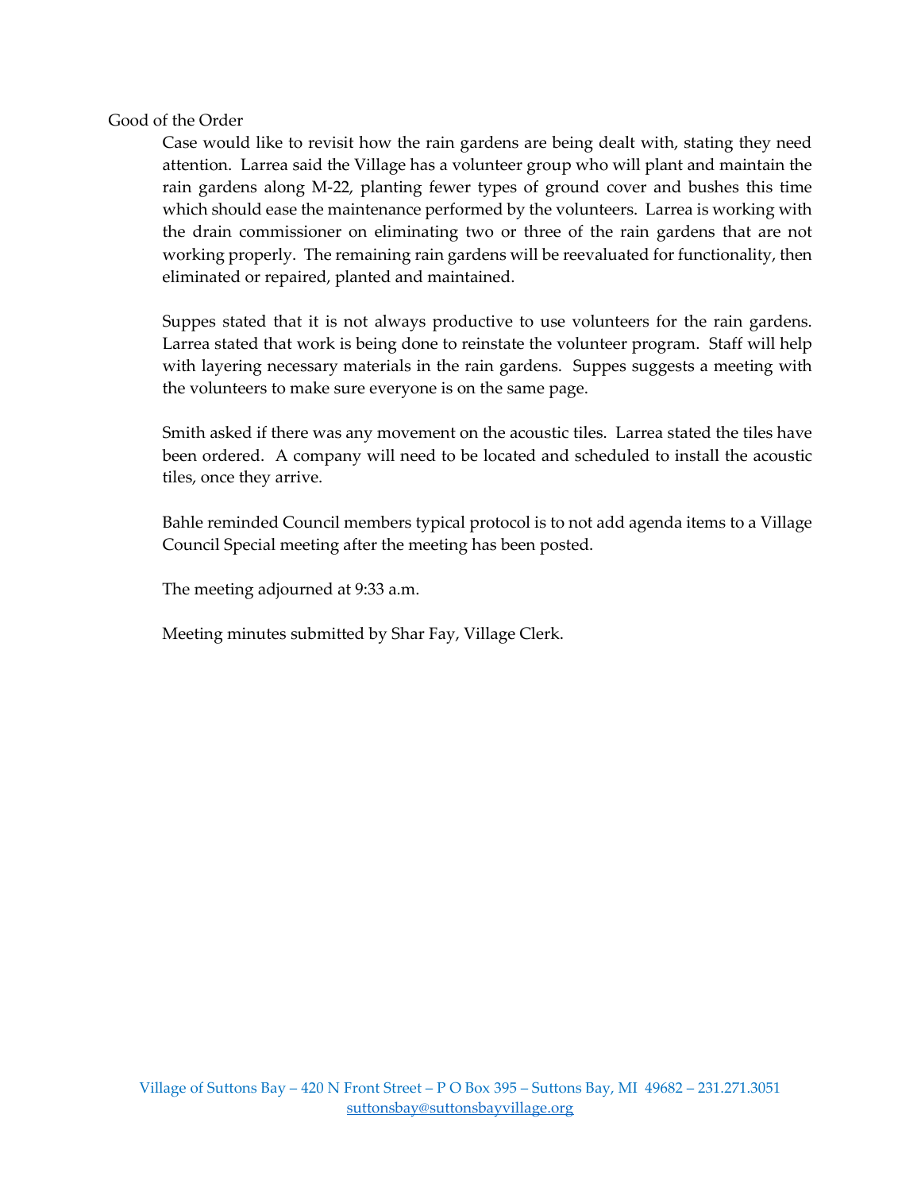Good of the Order

Case would like to revisit how the rain gardens are being dealt with, stating they need attention. Larrea said the Village has a volunteer group who will plant and maintain the rain gardens along M-22, planting fewer types of ground cover and bushes this time which should ease the maintenance performed by the volunteers. Larrea is working with the drain commissioner on eliminating two or three of the rain gardens that are not working properly. The remaining rain gardens will be reevaluated for functionality, then eliminated or repaired, planted and maintained.

Suppes stated that it is not always productive to use volunteers for the rain gardens. Larrea stated that work is being done to reinstate the volunteer program. Staff will help with layering necessary materials in the rain gardens. Suppes suggests a meeting with the volunteers to make sure everyone is on the same page.

Smith asked if there was any movement on the acoustic tiles. Larrea stated the tiles have been ordered. A company will need to be located and scheduled to install the acoustic tiles, once they arrive.

Bahle reminded Council members typical protocol is to not add agenda items to a Village Council Special meeting after the meeting has been posted.

The meeting adjourned at 9:33 a.m.

Meeting minutes submitted by Shar Fay, Village Clerk.

Village of Suttons Bay – 420 N Front Street – P O Box 395 – Suttons Bay, MI 49682 – 231.271.3051
suttonsbay@suttonsbayvillage.org